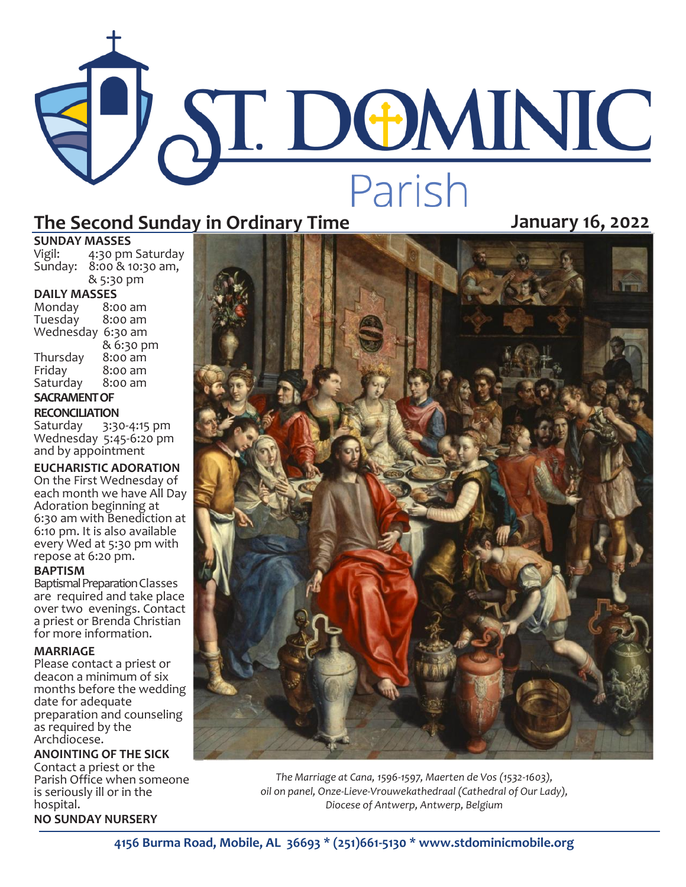# ST. DOMINIC Parish

## The Second Sunday in Ordinary Time

**January 16, 2022**

**SUNDAY MASSES**

Vigil: 4:30 pm Saturday
Sunday: 8:00 & 10:30 am, & 5:30 pm

**DAILY MASSES**

Monday 8:00 am
Tuesday 8:00 am
Wednesday 6:30 am & 6:30 pm
Thursday 8:00 am
Friday 8:00 am
Saturday 8:00 am

**SACRAMENT OF RECONCILIATION**

Saturday 3:30-4:15 pm
Wednesday 5:45-6:20 pm
and by appointment

**EUCHARISTIC ADORATION**

On the First Wednesday of each month we have All Day Adoration beginning at 6:30 am with Benediction at 6:10 pm. It is also available every Wed at 5:30 pm with repose at 6:20 pm.

**BAPTISM**

Baptismal Preparation Classes are required and take place over two evenings. Contact a priest or Brenda Christian for more information.

**MARRIAGE**

Please contact a priest or deacon a minimum of six months before the wedding date for adequate preparation and counseling as required by the Archdiocese.

**ANOINTING OF THE SICK**

Contact a priest or the Parish Office when someone is seriously ill or in the hospital.

**NO SUNDAY NURSERY**

*The Marriage at Cana, 1596-1597, Maerten de Vos (1532-1603), oil on panel, Onze-Lieve-Vrouwekathedraal (Cathedral of Our Lady), Diocese of Antwerp, Antwerp, Belgium*

**4156 Burma Road, Mobile, AL 36693 * (251)661-5130 * www.stdominicmobile.org**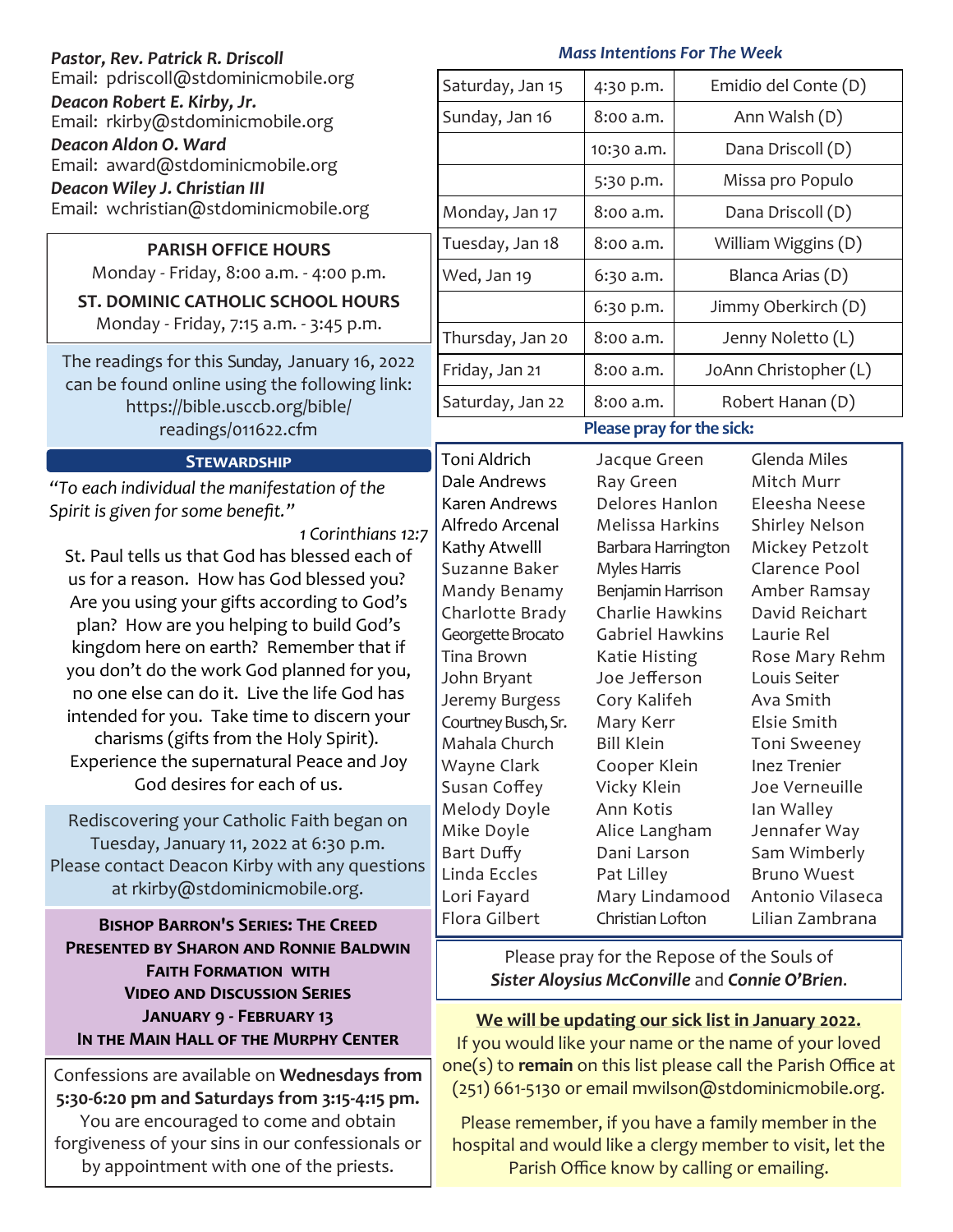***Pastor, Rev. Patrick R. Driscoll***
Email: pdriscoll@stdominicmobile.org

***Deacon Robert E. Kirby, Jr.***
Email: rkirby@stdominicmobile.org

***Deacon Aldon O. Ward***
Email: award@stdominicmobile.org

***Deacon Wiley J. Christian III***
Email: wchristian@stdominicmobile.org

**PARISH OFFICE HOURS**
Monday - Friday, 8:00 a.m. - 4:00 p.m.

**ST. DOMINIC CATHOLIC SCHOOL HOURS**
Monday - Friday, 7:15 a.m. - 3:45 p.m.

The readings for this Sunday, January 16, 2022 can be found online using the following link: https://bible.usccb.org/bible/readings/011622.cfm

## Stewardship

*"To each individual the manifestation of the Spirit is given for some benefit."*

*1 Corinthians 12:7*

St. Paul tells us that God has blessed each of us for a reason. How has God blessed you? Are you using your gifts according to God's plan? How are you helping to build God's kingdom here on earth? Remember that if you don't do the work God planned for you, no one else can do it. Live the life God has intended for you. Take time to discern your charisms (gifts from the Holy Spirit). Experience the supernatural Peace and Joy God desires for each of us.

Rediscovering your Catholic Faith began on Tuesday, January 11, 2022 at 6:30 p.m. Please contact Deacon Kirby with any questions at rkirby@stdominicmobile.org.

**Bishop Barron's Series: The Creed**
**Presented by Sharon and Ronnie Baldwin**
**Faith Formation with**
**Video and Discussion Series**
**January 9 - February 13**
**In the Main Hall of the Murphy Center**

Confessions are available on **Wednesdays from 5:30-6:20 pm and Saturdays from 3:15-4:15 pm.** You are encouraged to come and obtain forgiveness of your sins in our confessionals or by appointment with one of the priests.

### *Mass Intentions For The Week*

| | | |
|---|---|---|
| Saturday, Jan 15 | 4:30 p.m. | Emidio del Conte (D) |
| Sunday, Jan 16 | 8:00 a.m. | Ann Walsh (D) |
| | 10:30 a.m. | Dana Driscoll (D) |
| | 5:30 p.m. | Missa pro Populo |
| Monday, Jan 17 | 8:00 a.m. | Dana Driscoll (D) |
| Tuesday, Jan 18 | 8:00 a.m. | William Wiggins (D) |
| Wed, Jan 19 | 6:30 a.m. | Blanca Arias (D) |
| | 6:30 p.m. | Jimmy Oberkirch (D) |
| Thursday, Jan 20 | 8:00 a.m. | Jenny Noletto (L) |
| Friday, Jan 21 | 8:00 a.m. | JoAnn Christopher (L) |
| Saturday, Jan 22 | 8:00 a.m. | Robert Hanan (D) |

### Please pray for the sick:

Toni Aldrich
Dale Andrews
Karen Andrews
Alfredo Arcenal
Kathy Atwelll
Suzanne Baker
Mandy Benamy
Charlotte Brady
Georgette Brocato
Tina Brown
John Bryant
Jeremy Burgess
Courtney Busch, Sr.
Mahala Church
Wayne Clark
Susan Coffey
Melody Doyle
Mike Doyle
Bart Duffy
Linda Eccles
Lori Fayard
Flora Gilbert
Jacque Green
Ray Green
Delores Hanlon
Melissa Harkins
Barbara Harrington
Myles Harris
Benjamin Harrison
Charlie Hawkins
Gabriel Hawkins
Katie Histing
Joe Jefferson
Cory Kalifeh
Mary Kerr
Bill Klein
Cooper Klein
Vicky Klein
Ann Kotis
Alice Langham
Dani Larson
Pat Lilley
Mary Lindamood
Christian Lofton
Glenda Miles
Mitch Murr
Eleesha Neese
Shirley Nelson
Mickey Petzolt
Clarence Pool
Amber Ramsay
David Reichart
Laurie Rel
Rose Mary Rehm
Louis Seiter
Ava Smith
Elsie Smith
Toni Sweeney
Inez Trenier
Joe Verneuille
Ian Walley
Jennafer Way
Sam Wimberly
Bruno Wuest
Antonio Vilaseca
Lilian Zambrana

Please pray for the Repose of the Souls of ***Sister Aloysius McConville*** and ***Connie O'Brien***.

**We will be updating our sick list in January 2022.**

If you would like your name or the name of your loved one(s) to **remain** on this list please call the Parish Office at (251) 661-5130 or email mwilson@stdominicmobile.org.

Please remember, if you have a family member in the hospital and would like a clergy member to visit, let the Parish Office know by calling or emailing.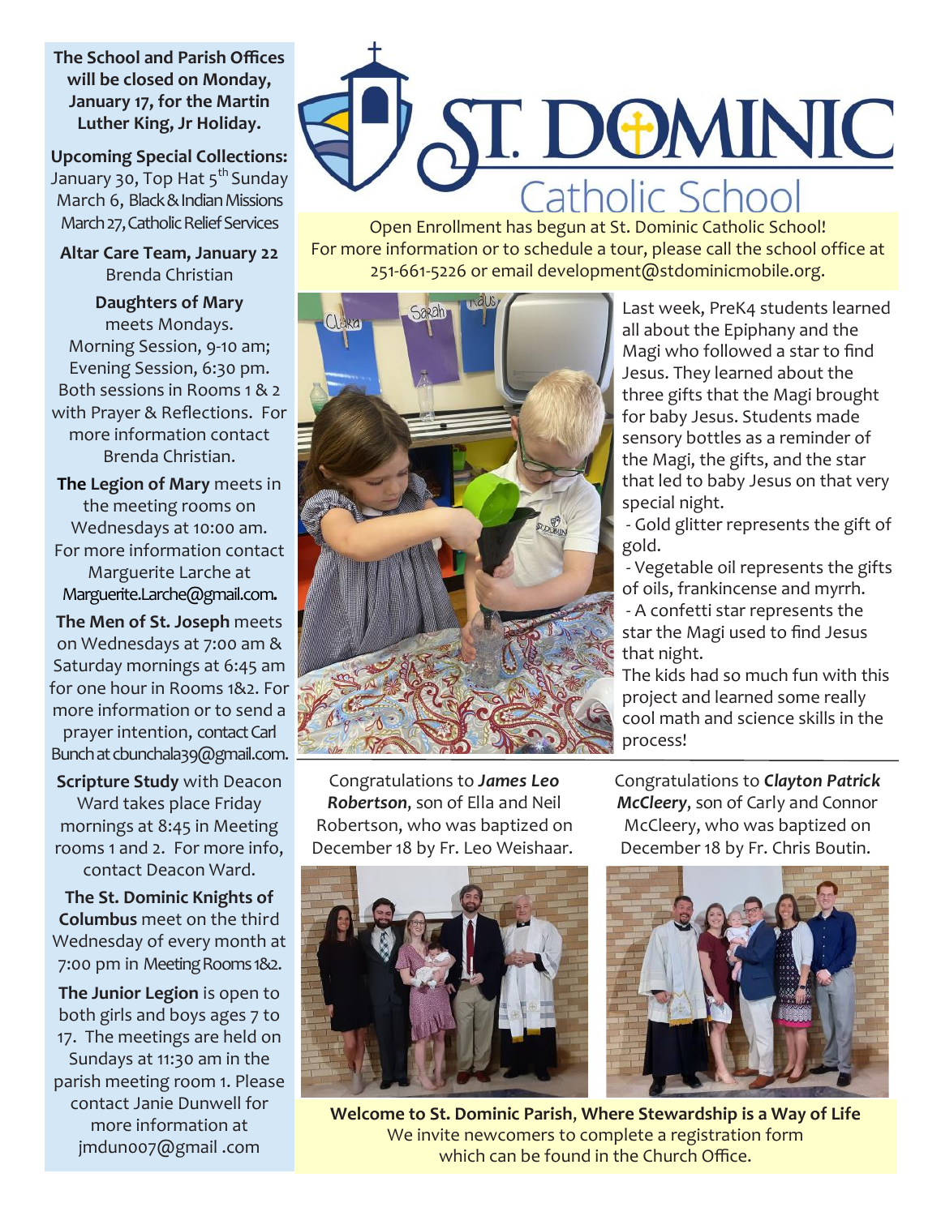**The School and Parish Offices will be closed on Monday, January 17, for the Martin Luther King, Jr Holiday.**

**Upcoming Special Collections:**
January 30, Top Hat 5th Sunday
March 6, Black & Indian Missions
March 27, Catholic Relief Services

**Altar Care Team, January 22**
Brenda Christian

**Daughters of Mary**
meets Mondays.
Morning Session, 9-10 am; Evening Session, 6:30 pm. Both sessions in Rooms 1 & 2 with Prayer & Reflections. For more information contact Brenda Christian.

**The Legion of Mary** meets in the meeting rooms on Wednesdays at 10:00 am. For more information contact Marguerite Larche at Marguerite.Larche@gmail.com.

**The Men of St. Joseph** meets on Wednesdays at 7:00 am & Saturday mornings at 6:45 am for one hour in Rooms 1&2. For more information or to send a prayer intention, contact Carl Bunch at cbunchala39@gmail.com.

**Scripture Study** with Deacon Ward takes place Friday mornings at 8:45 in Meeting rooms 1 and 2. For more info, contact Deacon Ward.

**The St. Dominic Knights of Columbus** meet on the third Wednesday of every month at 7:00 pm in Meeting Rooms 1&2.

**The Junior Legion** is open to both girls and boys ages 7 to 17. The meetings are held on Sundays at 11:30 am in the parish meeting room 1. Please contact Janie Dunwell for more information at jmdun007@gmail .com

# ST. DOMINIC Catholic School

Open Enrollment has begun at St. Dominic Catholic School! For more information or to schedule a tour, please call the school office at 251-661-5226 or email development@stdominicmobile.org.

Last week, PreK4 students learned all about the Epiphany and the Magi who followed a star to find Jesus. They learned about the three gifts that the Magi brought for baby Jesus. Students made sensory bottles as a reminder of the Magi, the gifts, and the star that led to baby Jesus on that very special night.

- Gold glitter represents the gift of gold.
- Vegetable oil represents the gifts of oils, frankincense and myrrh.
- A confetti star represents the star the Magi used to find Jesus that night.

The kids had so much fun with this project and learned some really cool math and science skills in the process!

Congratulations to ***James Leo Robertson***, son of Ella and Neil Robertson, who was baptized on December 18 by Fr. Leo Weishaar.

Congratulations to ***Clayton Patrick McCleery***, son of Carly and Connor McCleery, who was baptized on December 18 by Fr. Chris Boutin.

**Welcome to St. Dominic Parish, Where Stewardship is a Way of Life**
We invite newcomers to complete a registration form which can be found in the Church Office.